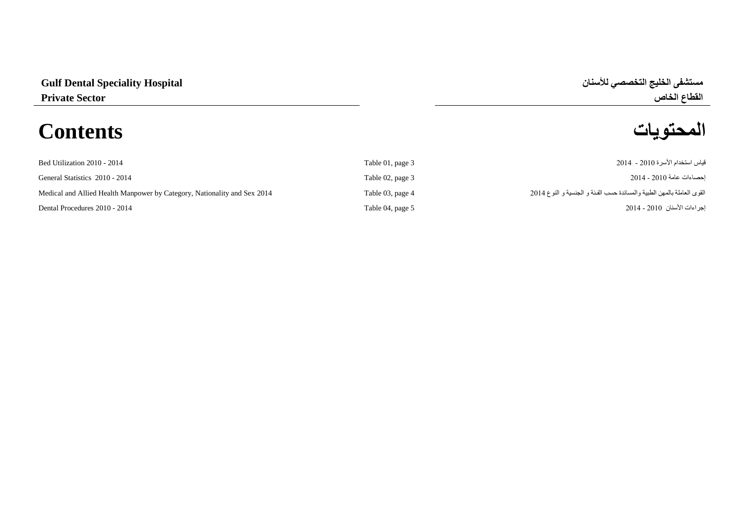**Gulf Dental Speciality Hospital**
**Private Sector**

**مستشفى الخليج التخصصي للأسنان**
**القطاع الخاص**

# Contents

# المحتويات

| | | |
|---|---|---|
| Bed Utilization 2010 - 2014 | Table 01, page 3 | قياس استخدام الأسرة 2010 - 2014 |
| General Statistics 2010 - 2014 | Table 02, page 3 | إحصاءات عامة 2010 - 2014 |
| Medical and Allied Health Manpower by Category, Nationality and Sex 2014 | Table 03, page 4 | القوى العاملة بالمهن الطبية والمساندة حسب الفئة و الجنسية و النوع 2014 |
| Dental Procedures 2010 - 2014 | Table 04, page 5 | إجراءات الأسنان 2010 - 2014 |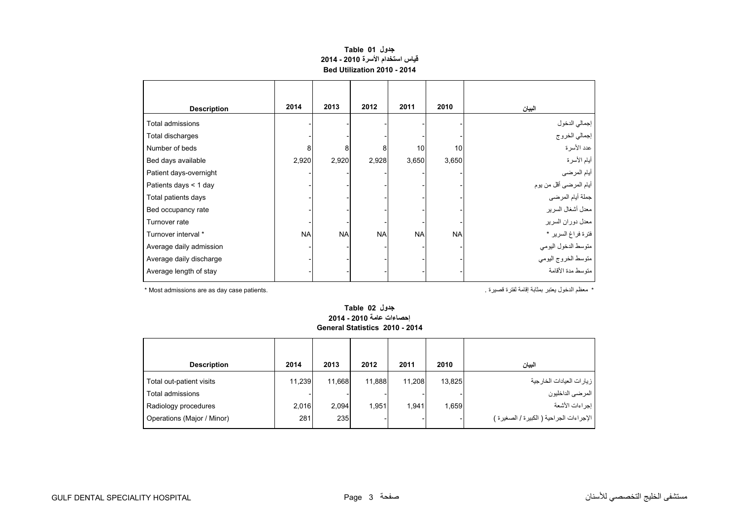**جدول Table 01**
**قياس استخدام الأسرة 2010 - 2014**
**Bed Utilization 2010 - 2014**

| Description | 2014 | 2013 | 2012 | 2011 | 2010 | البيان |
|---|---|---|---|---|---|---|
| Total admissions | - | - | - | - | - | إجمالي الدخول |
| Total discharges | - | - | - | - | - | إجمالي الخروج |
| Number of beds | 8 | 8 | 8 | 10 | 10 | عدد الأسرة |
| Bed days available | 2,920 | 2,920 | 2,928 | 3,650 | 3,650 | أيام الأسرة |
| Patient days-overnight | - | - | - | - | - | أيام المرضى |
| Patients days < 1 day | - | - | - | - | - | أيام المرضى أقل من يوم |
| Total patients days | - | - | - | - | - | جملة أيام المرضى |
| Bed occupancy rate | - | - | - | - | - | معدل أشغال السرير |
| Turnover rate | - | - | - | - | - | معدل دوران السرير |
| Turnover interval * | NA | NA | NA | NA | NA | فترة فراغ السرير * |
| Average daily admission | - | - | - | - | - | متوسط الدخول اليومي |
| Average daily discharge | - | - | - | - | - | متوسط الخروج اليومي |
| Average length of stay | - | - | - | - | - | متوسط مدة الأقامة |

* Most admissions are as day case patients.

* معظم الدخول يعتبر بمثابة إقامة لفترة قصيرة .

**جدول Table 02**
**إحصاءات عامة 2010 - 2014**
**General Statistics 2010 - 2014**

| Description | 2014 | 2013 | 2012 | 2011 | 2010 | البيان |
|---|---|---|---|---|---|---|
| Total out-patient visits | 11,239 | 11,668 | 11,888 | 11,208 | 13,825 | زيارات العيادات الخارجية |
| Total admissions | - | - | - | - | - | المرضى الداخليون |
| Radiology procedures | 2,016 | 2,094 | 1,951 | 1,941 | 1,659 | إجراءات الأشعة |
| Operations (Major / Minor) | 281 | 235 | - | - | - | الإجراءات الجراحية ( الكبيرة / الصغيرة ) |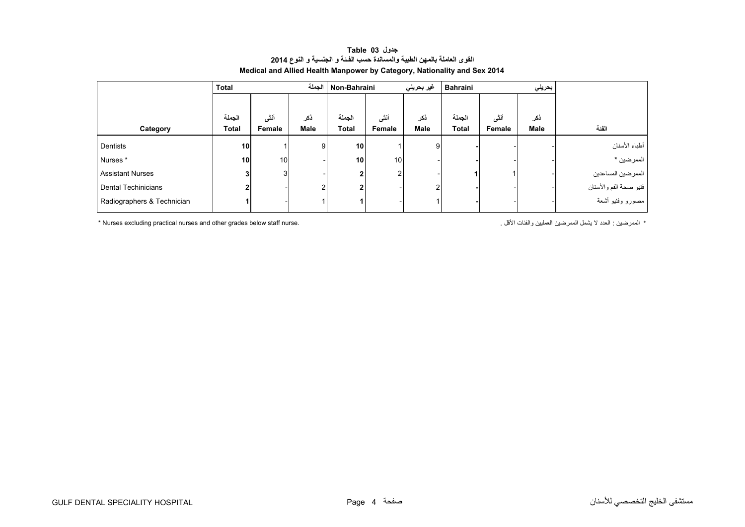## جدول 03 Table

### القوى العاملة بالمهن الطبية والمساندة حسب الفئة و الجنسية و النوع 2014

### Medical and Allied Health Manpower by Category, Nationality and Sex 2014

| | Total | | الجملة | Non-Bahraini | | غير بحريني | Bahraini | | بحريني | |
|---|---|---|---|---|---|---|---|---|---|---|
| Category | الجملة Total | أنثى Female | ذكر Male | الجملة Total | أنثى Female | ذكر Male | الجملة Total | أنثى Female | ذكر Male | الفئة |
| Dentists | **10** | 1 | 9 | **10** | 1 | 9 | **-** | - | - | أطباء الأسنان |
| Nurses * | **10** | 10 | - | **10** | 10 | - | **-** | - | - | الممرضين * |
| Assistant Nurses | **3** | 3 | - | **2** | 2 | - | **1** | 1 | - | الممرضين المساعدين |
| Dental Techinicians | **2** | - | 2 | **2** | - | 2 | **-** | - | - | فنيو صحة الفم والأسنان |
| Radiographers & Technician | **1** | - | 1 | **1** | - | 1 | **-** | - | - | مصورو وفنيو أشعة |

* Nurses excluding practical nurses and other grades below staff nurse.

* الممرضين : العدد لا يشمل الممرضين العمليين والفئات الأقل .

GULF DENTAL SPECIALITY HOSPITAL — مستشفى الخليج التخصصي للأسنان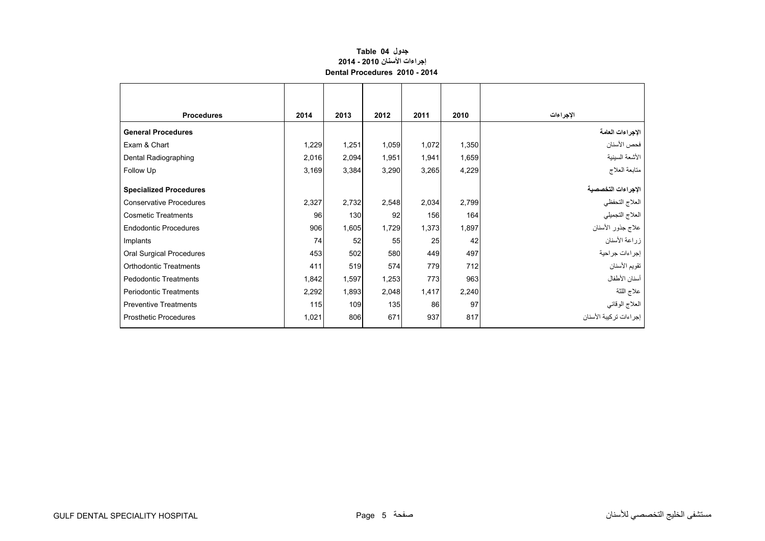**Table 04 جدول**

**إجراءات الأسنان 2010 - 2014**

**Dental Procedures 2010 - 2014**

| Procedures | 2014 | 2013 | 2012 | 2011 | 2010 | الإجراءات |
|---|---|---|---|---|---|---|
| **General Procedures** | | | | | | **الإجراءات العامة** |
| Exam & Chart | 1,229 | 1,251 | 1,059 | 1,072 | 1,350 | فحص الأسنان |
| Dental Radiographing | 2,016 | 2,094 | 1,951 | 1,941 | 1,659 | الأشعة السينية |
| Follow Up | 3,169 | 3,384 | 3,290 | 3,265 | 4,229 | متابعة العلاج |
| **Specialized Procedures** | | | | | | **الإجراءات التخصصية** |
| Conservative Procedures | 2,327 | 2,732 | 2,548 | 2,034 | 2,799 | العلاج التحفظي |
| Cosmetic Treatments | 96 | 130 | 92 | 156 | 164 | العلاج التجميلي |
| Endodontic Procedures | 906 | 1,605 | 1,729 | 1,373 | 1,897 | علاج جذور الأسنان |
| Implants | 74 | 52 | 55 | 25 | 42 | زراعة الأسنان |
| Oral Surgical Procedures | 453 | 502 | 580 | 449 | 497 | إجراءات جراحية |
| Orthodontic Treatments | 411 | 519 | 574 | 779 | 712 | تقويم الأسنان |
| Pedodontic Treatments | 1,842 | 1,597 | 1,253 | 773 | 963 | أسنان الأطفال |
| Periodontic Treatments | 2,292 | 1,893 | 2,048 | 1,417 | 2,240 | علاج اللثة |
| Preventive Treatments | 115 | 109 | 135 | 86 | 97 | العلاج الوقائي |
| Prosthetic Procedures | 1,021 | 806 | 671 | 937 | 817 | إجراءات تركيبة الأسنان |